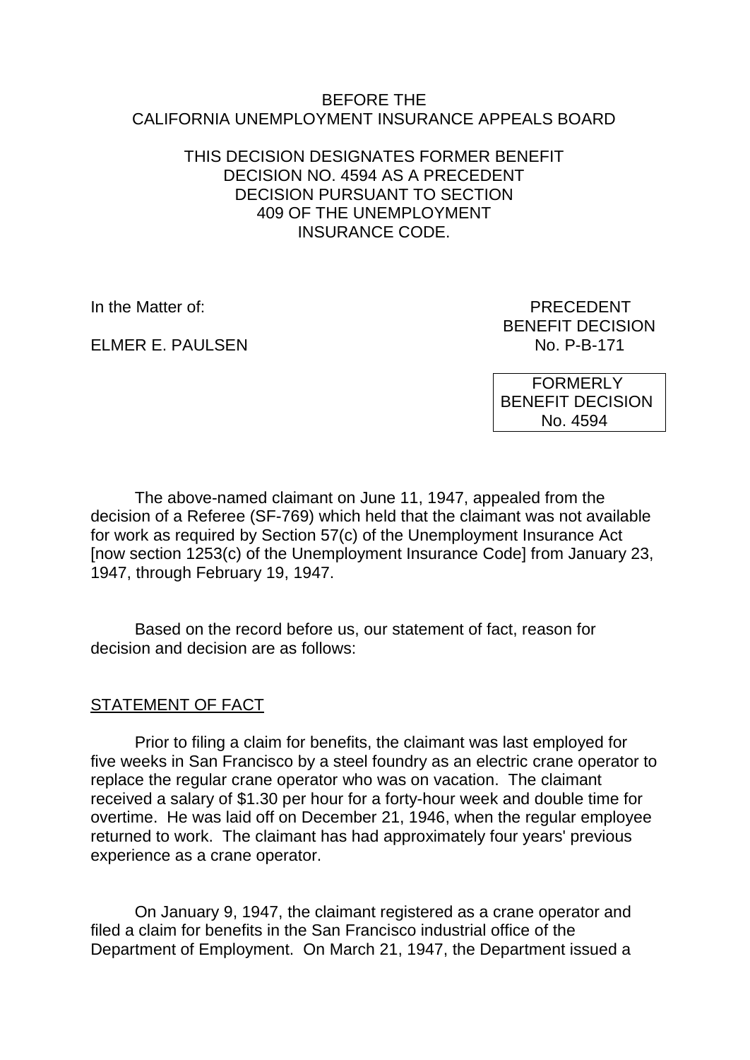BEFORE THE
CALIFORNIA UNEMPLOYMENT INSURANCE APPEALS BOARD

THIS DECISION DESIGNATES FORMER BENEFIT DECISION NO. 4594 AS A PRECEDENT DECISION PURSUANT TO SECTION 409 OF THE UNEMPLOYMENT INSURANCE CODE.

In the Matter of:

ELMER E. PAULSEN

PRECEDENT
BENEFIT DECISION
No. P-B-171

FORMERLY
BENEFIT DECISION
No. 4594

The above-named claimant on June 11, 1947, appealed from the decision of a Referee (SF-769) which held that the claimant was not available for work as required by Section 57(c) of the Unemployment Insurance Act [now section 1253(c) of the Unemployment Insurance Code] from January 23, 1947, through February 19, 1947.

Based on the record before us, our statement of fact, reason for decision and decision are as follows:

STATEMENT OF FACT

Prior to filing a claim for benefits, the claimant was last employed for five weeks in San Francisco by a steel foundry as an electric crane operator to replace the regular crane operator who was on vacation. The claimant received a salary of $1.30 per hour for a forty-hour week and double time for overtime. He was laid off on December 21, 1946, when the regular employee returned to work. The claimant has had approximately four years' previous experience as a crane operator.

On January 9, 1947, the claimant registered as a crane operator and filed a claim for benefits in the San Francisco industrial office of the Department of Employment. On March 21, 1947, the Department issued a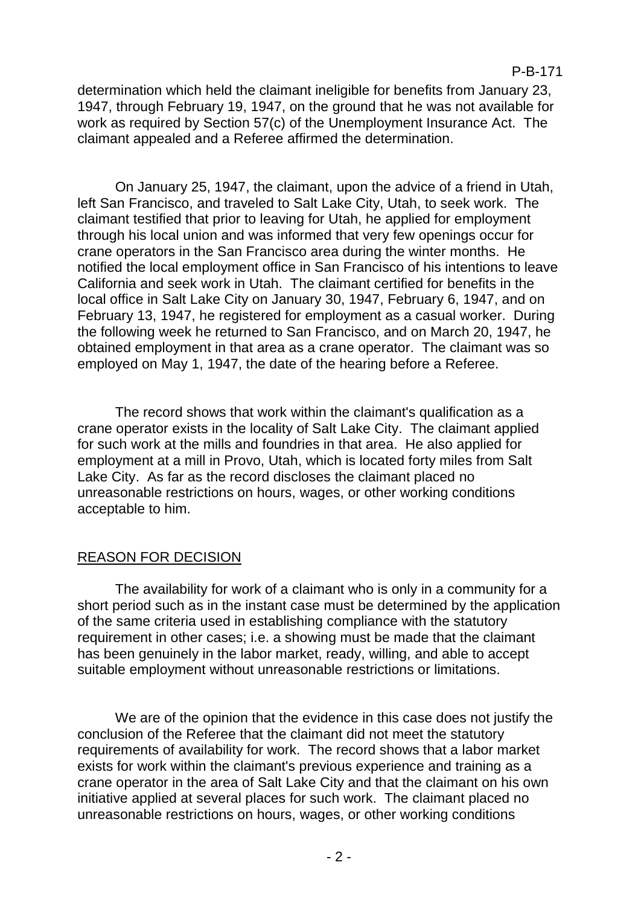determination which held the claimant ineligible for benefits from January 23, 1947, through February 19, 1947, on the ground that he was not available for work as required by Section 57(c) of the Unemployment Insurance Act. The claimant appealed and a Referee affirmed the determination.

On January 25, 1947, the claimant, upon the advice of a friend in Utah, left San Francisco, and traveled to Salt Lake City, Utah, to seek work. The claimant testified that prior to leaving for Utah, he applied for employment through his local union and was informed that very few openings occur for crane operators in the San Francisco area during the winter months. He notified the local employment office in San Francisco of his intentions to leave California and seek work in Utah. The claimant certified for benefits in the local office in Salt Lake City on January 30, 1947, February 6, 1947, and on February 13, 1947, he registered for employment as a casual worker. During the following week he returned to San Francisco, and on March 20, 1947, he obtained employment in that area as a crane operator. The claimant was so employed on May 1, 1947, the date of the hearing before a Referee.

The record shows that work within the claimant's qualification as a crane operator exists in the locality of Salt Lake City. The claimant applied for such work at the mills and foundries in that area. He also applied for employment at a mill in Provo, Utah, which is located forty miles from Salt Lake City. As far as the record discloses the claimant placed no unreasonable restrictions on hours, wages, or other working conditions acceptable to him.

## REASON FOR DECISION

The availability for work of a claimant who is only in a community for a short period such as in the instant case must be determined by the application of the same criteria used in establishing compliance with the statutory requirement in other cases; i.e. a showing must be made that the claimant has been genuinely in the labor market, ready, willing, and able to accept suitable employment without unreasonable restrictions or limitations.

We are of the opinion that the evidence in this case does not justify the conclusion of the Referee that the claimant did not meet the statutory requirements of availability for work. The record shows that a labor market exists for work within the claimant's previous experience and training as a crane operator in the area of Salt Lake City and that the claimant on his own initiative applied at several places for such work. The claimant placed no unreasonable restrictions on hours, wages, or other working conditions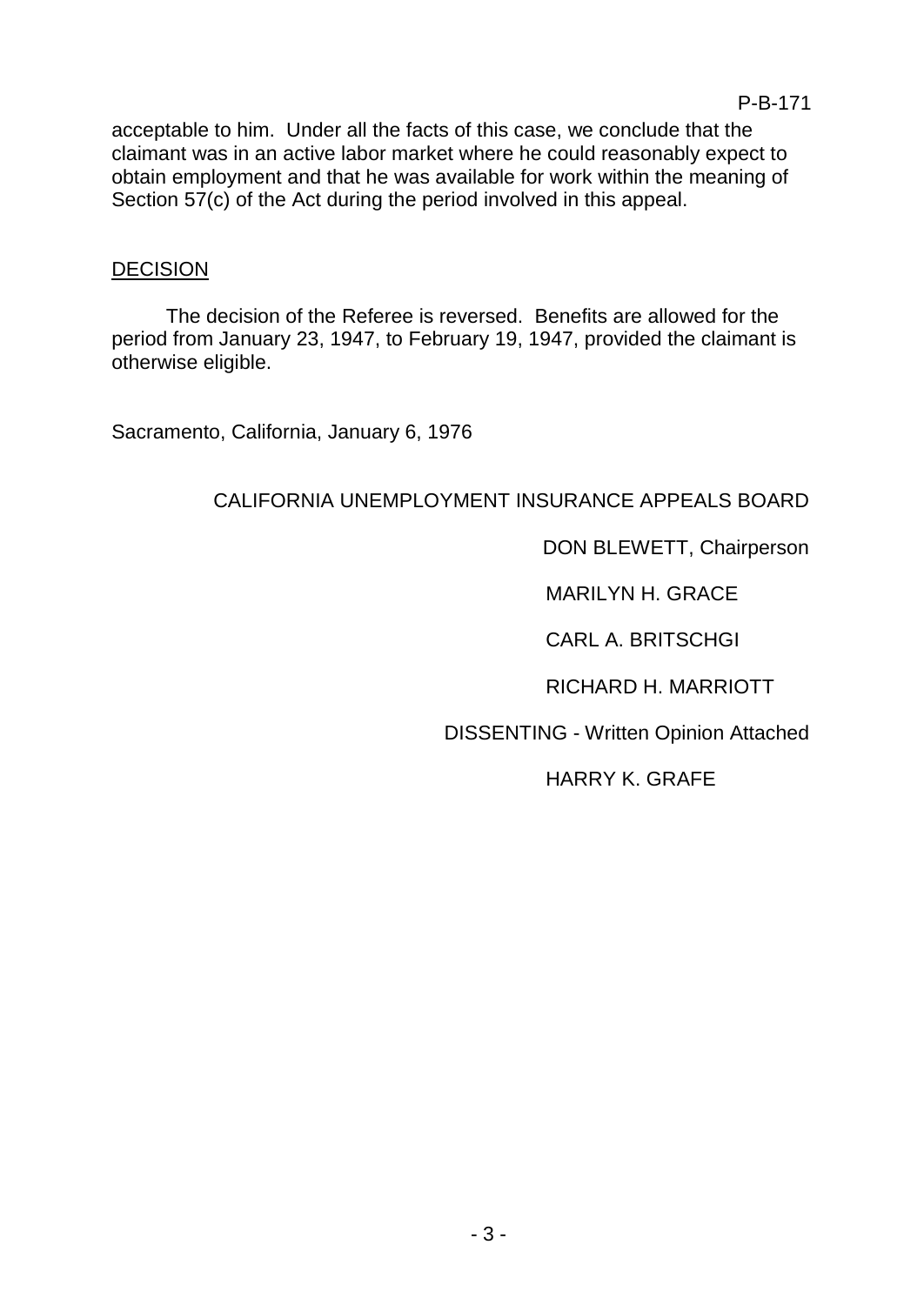acceptable to him. Under all the facts of this case, we conclude that the claimant was in an active labor market where he could reasonably expect to obtain employment and that he was available for work within the meaning of Section 57(c) of the Act during the period involved in this appeal.

## DECISION

The decision of the Referee is reversed. Benefits are allowed for the period from January 23, 1947, to February 19, 1947, provided the claimant is otherwise eligible.

Sacramento, California, January 6, 1976

CALIFORNIA UNEMPLOYMENT INSURANCE APPEALS BOARD

DON BLEWETT, Chairperson

MARILYN H. GRACE

CARL A. BRITSCHGI

RICHARD H. MARRIOTT

DISSENTING - Written Opinion Attached

HARRY K. GRAFE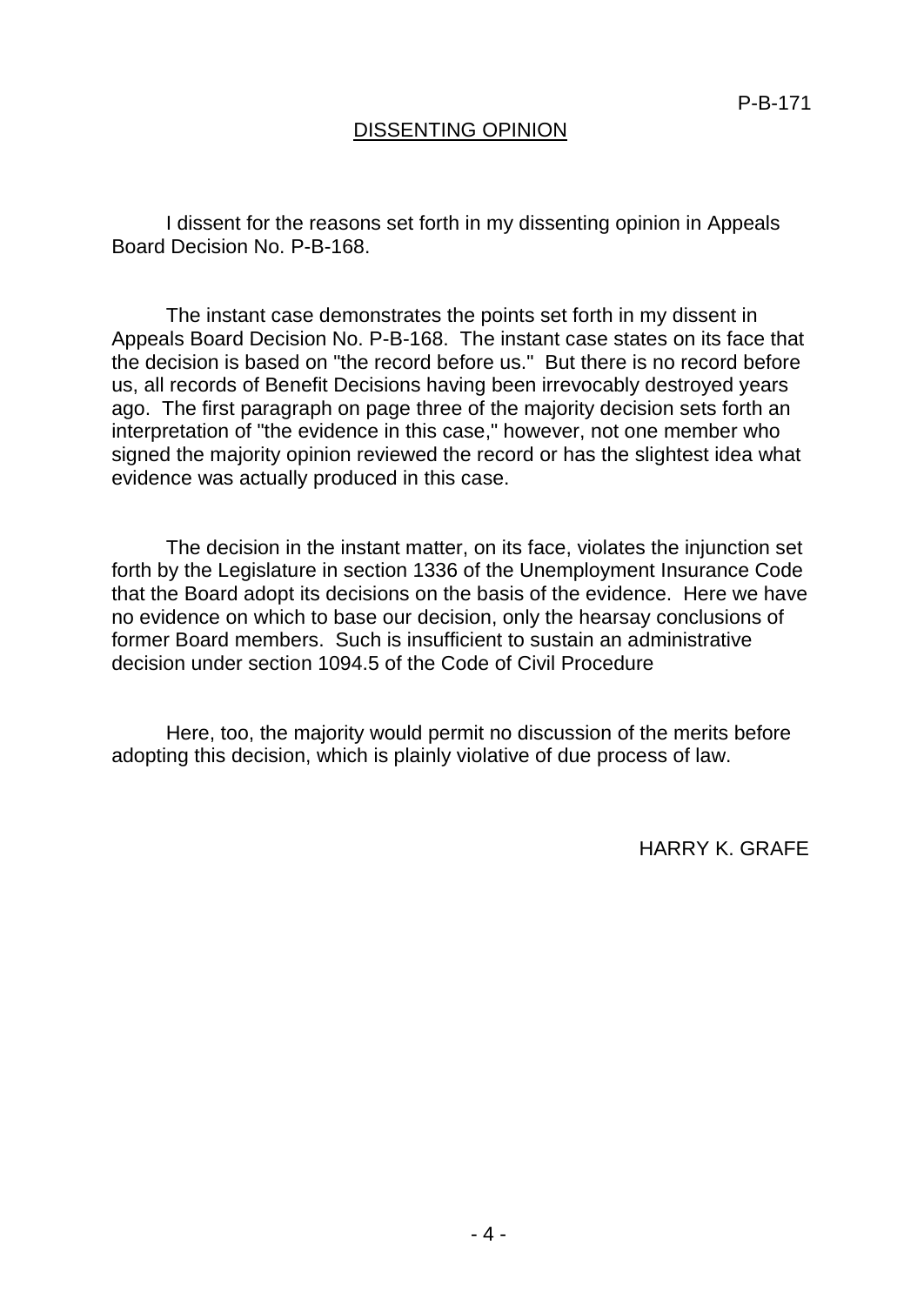P-B-171

## DISSENTING OPINION

I dissent for the reasons set forth in my dissenting opinion in Appeals Board Decision No. P-B-168.

The instant case demonstrates the points set forth in my dissent in Appeals Board Decision No. P-B-168. The instant case states on its face that the decision is based on "the record before us." But there is no record before us, all records of Benefit Decisions having been irrevocably destroyed years ago. The first paragraph on page three of the majority decision sets forth an interpretation of "the evidence in this case," however, not one member who signed the majority opinion reviewed the record or has the slightest idea what evidence was actually produced in this case.

The decision in the instant matter, on its face, violates the injunction set forth by the Legislature in section 1336 of the Unemployment Insurance Code that the Board adopt its decisions on the basis of the evidence. Here we have no evidence on which to base our decision, only the hearsay conclusions of former Board members. Such is insufficient to sustain an administrative decision under section 1094.5 of the Code of Civil Procedure

Here, too, the majority would permit no discussion of the merits before adopting this decision, which is plainly violative of due process of law.

HARRY K. GRAFE